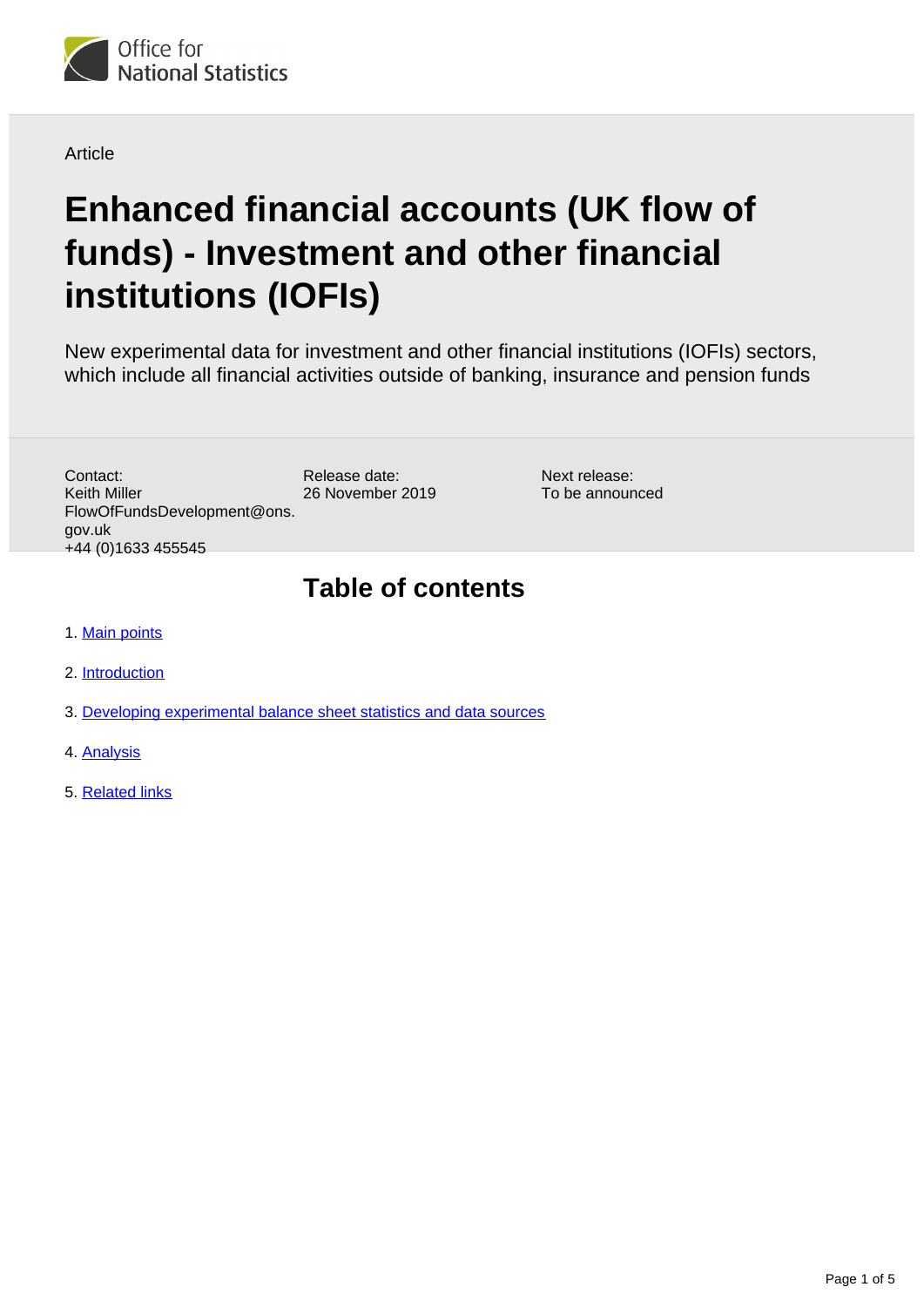Article

# Enhanced financial accounts (UK flow of funds) - Investment and other financial institutions (IOFIs)

New experimental data for investment and other financial institutions (IOFIs) sectors, which include all financial activities outside of banking, insurance and pension funds

Contact:
Keith Miller
FlowOfFundsDevelopment@ons.gov.uk
+44 (0)1633 455545

Release date:
26 November 2019

Next release:
To be announced

## Table of contents

1. Main points
2. Introduction
3. Developing experimental balance sheet statistics and data sources
4. Analysis
5. Related links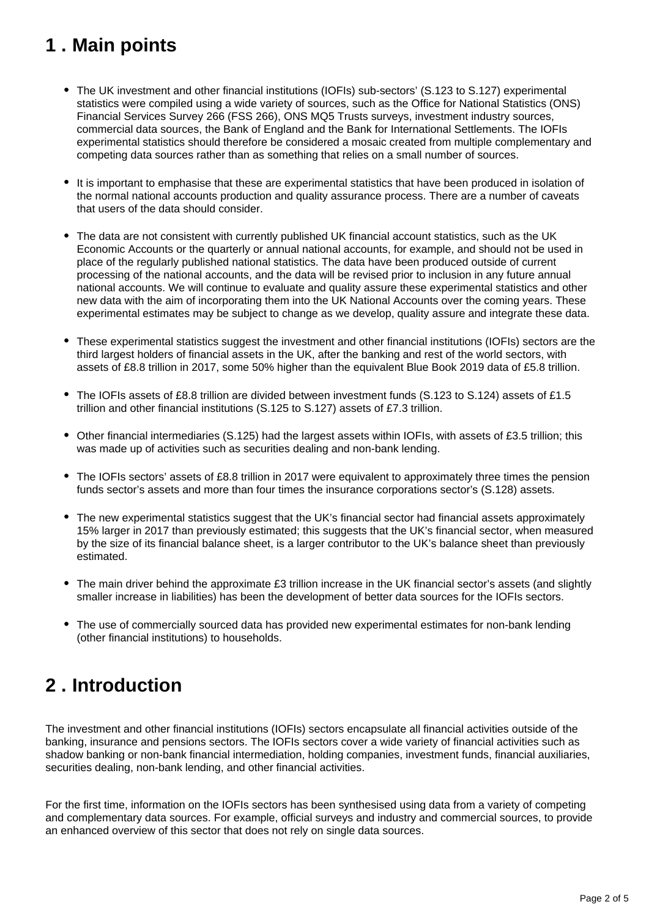## 1 . Main points

- The UK investment and other financial institutions (IOFIs) sub-sectors' (S.123 to S.127) experimental statistics were compiled using a wide variety of sources, such as the Office for National Statistics (ONS) Financial Services Survey 266 (FSS 266), ONS MQ5 Trusts surveys, investment industry sources, commercial data sources, the Bank of England and the Bank for International Settlements. The IOFIs experimental statistics should therefore be considered a mosaic created from multiple complementary and competing data sources rather than as something that relies on a small number of sources.

- It is important to emphasise that these are experimental statistics that have been produced in isolation of the normal national accounts production and quality assurance process. There are a number of caveats that users of the data should consider.

- The data are not consistent with currently published UK financial account statistics, such as the UK Economic Accounts or the quarterly or annual national accounts, for example, and should not be used in place of the regularly published national statistics. The data have been produced outside of current processing of the national accounts, and the data will be revised prior to inclusion in any future annual national accounts. We will continue to evaluate and quality assure these experimental statistics and other new data with the aim of incorporating them into the UK National Accounts over the coming years. These experimental estimates may be subject to change as we develop, quality assure and integrate these data.

- These experimental statistics suggest the investment and other financial institutions (IOFIs) sectors are the third largest holders of financial assets in the UK, after the banking and rest of the world sectors, with assets of £8.8 trillion in 2017, some 50% higher than the equivalent Blue Book 2019 data of £5.8 trillion.

- The IOFIs assets of £8.8 trillion are divided between investment funds (S.123 to S.124) assets of £1.5 trillion and other financial institutions (S.125 to S.127) assets of £7.3 trillion.

- Other financial intermediaries (S.125) had the largest assets within IOFIs, with assets of £3.5 trillion; this was made up of activities such as securities dealing and non-bank lending.

- The IOFIs sectors' assets of £8.8 trillion in 2017 were equivalent to approximately three times the pension funds sector's assets and more than four times the insurance corporations sector's (S.128) assets.

- The new experimental statistics suggest that the UK's financial sector had financial assets approximately 15% larger in 2017 than previously estimated; this suggests that the UK's financial sector, when measured by the size of its financial balance sheet, is a larger contributor to the UK's balance sheet than previously estimated.

- The main driver behind the approximate £3 trillion increase in the UK financial sector's assets (and slightly smaller increase in liabilities) has been the development of better data sources for the IOFIs sectors.

- The use of commercially sourced data has provided new experimental estimates for non-bank lending (other financial institutions) to households.

## 2 . Introduction

The investment and other financial institutions (IOFIs) sectors encapsulate all financial activities outside of the banking, insurance and pensions sectors. The IOFIs sectors cover a wide variety of financial activities such as shadow banking or non-bank financial intermediation, holding companies, investment funds, financial auxiliaries, securities dealing, non-bank lending, and other financial activities.

For the first time, information on the IOFIs sectors has been synthesised using data from a variety of competing and complementary data sources. For example, official surveys and industry and commercial sources, to provide an enhanced overview of this sector that does not rely on single data sources.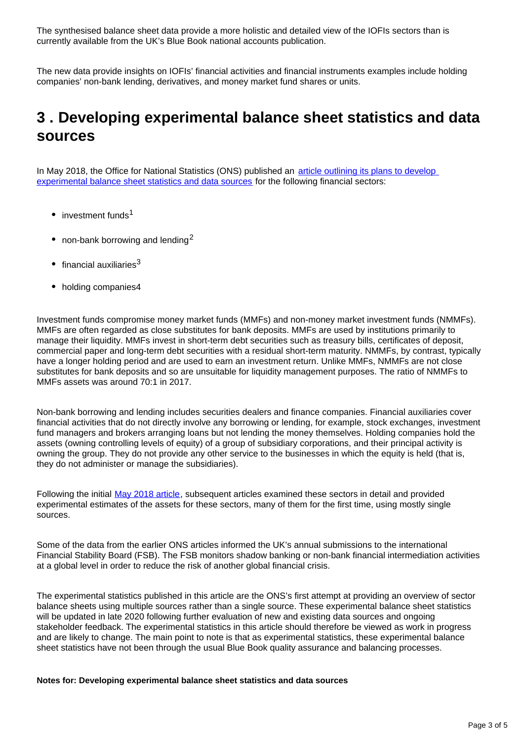The synthesised balance sheet data provide a more holistic and detailed view of the IOFIs sectors than is currently available from the UK's Blue Book national accounts publication.

The new data provide insights on IOFIs' financial activities and financial instruments examples include holding companies' non-bank lending, derivatives, and money market fund shares or units.

## 3 . Developing experimental balance sheet statistics and data sources

In May 2018, the Office for National Statistics (ONS) published an [article outlining its plans to develop experimental balance sheet statistics and data sources](#) for the following financial sectors:

- investment funds[1]
- non-bank borrowing and lending[2]
- financial auxiliaries[3]
- holding companies4

Investment funds compromise money market funds (MMFs) and non-money market investment funds (NMMFs). MMFs are often regarded as close substitutes for bank deposits. MMFs are used by institutions primarily to manage their liquidity. MMFs invest in short-term debt securities such as treasury bills, certificates of deposit, commercial paper and long-term debt securities with a residual short-term maturity. NMMFs, by contrast, typically have a longer holding period and are used to earn an investment return. Unlike MMFs, NMMFs are not close substitutes for bank deposits and so are unsuitable for liquidity management purposes. The ratio of NMMFs to MMFs assets was around 70:1 in 2017.

Non-bank borrowing and lending includes securities dealers and finance companies. Financial auxiliaries cover financial activities that do not directly involve any borrowing or lending, for example, stock exchanges, investment fund managers and brokers arranging loans but not lending the money themselves. Holding companies hold the assets (owning controlling levels of equity) of a group of subsidiary corporations, and their principal activity is owning the group. They do not provide any other service to the businesses in which the equity is held (that is, they do not administer or manage the subsidiaries).

Following the initial [May 2018 article](#), subsequent articles examined these sectors in detail and provided experimental estimates of the assets for these sectors, many of them for the first time, using mostly single sources.

Some of the data from the earlier ONS articles informed the UK's annual submissions to the international Financial Stability Board (FSB). The FSB monitors shadow banking or non-bank financial intermediation activities at a global level in order to reduce the risk of another global financial crisis.

The experimental statistics published in this article are the ONS's first attempt at providing an overview of sector balance sheets using multiple sources rather than a single source. These experimental balance sheet statistics will be updated in late 2020 following further evaluation of new and existing data sources and ongoing stakeholder feedback. The experimental statistics in this article should therefore be viewed as work in progress and are likely to change. The main point to note is that as experimental statistics, these experimental balance sheet statistics have not been through the usual Blue Book quality assurance and balancing processes.

**Notes for: Developing experimental balance sheet statistics and data sources**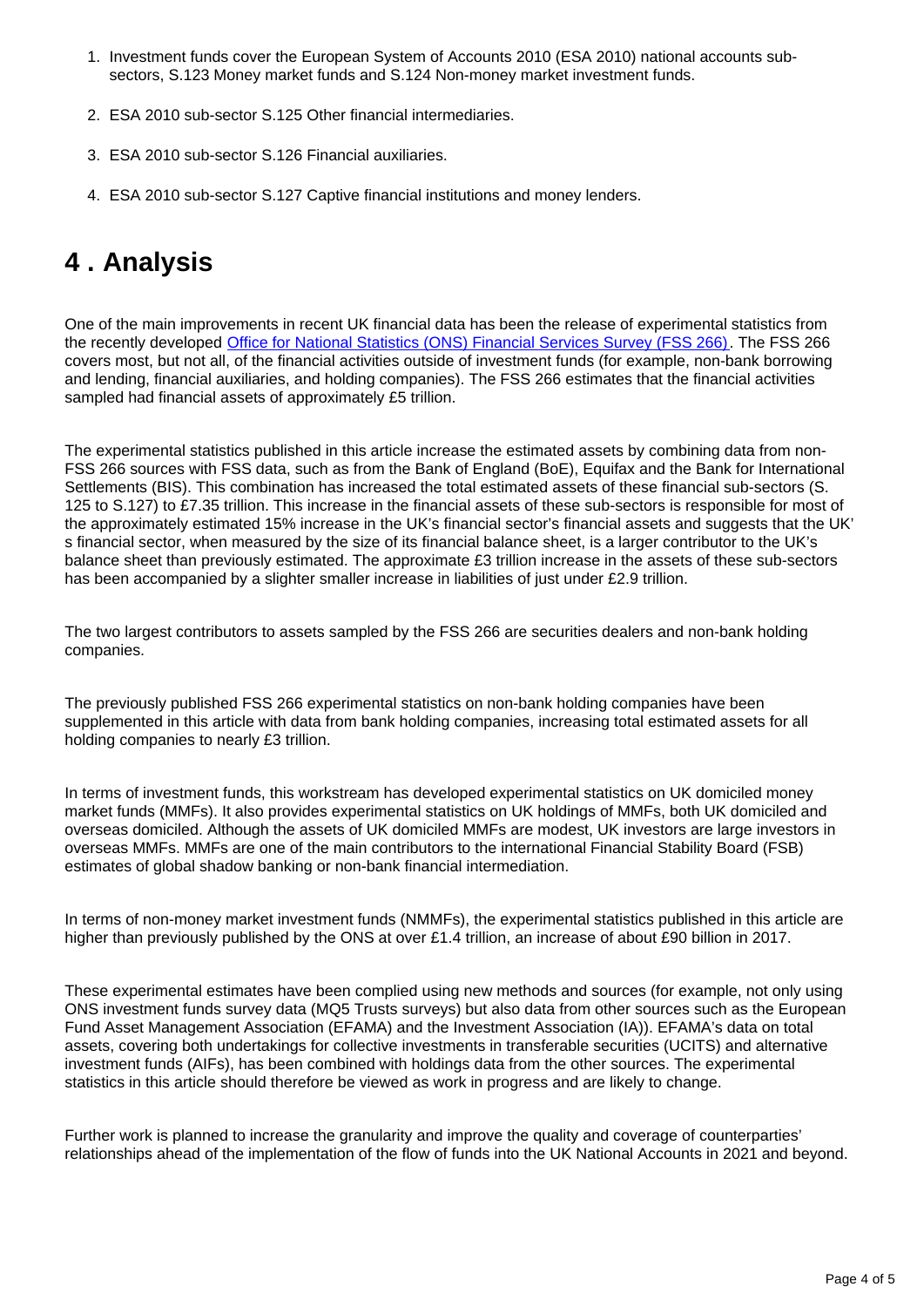1. Investment funds cover the European System of Accounts 2010 (ESA 2010) national accounts sub-sectors, S.123 Money market funds and S.124 Non-money market investment funds.

2. ESA 2010 sub-sector S.125 Other financial intermediaries.

3. ESA 2010 sub-sector S.126 Financial auxiliaries.

4. ESA 2010 sub-sector S.127 Captive financial institutions and money lenders.

# 4 . Analysis

One of the main improvements in recent UK financial data has been the release of experimental statistics from the recently developed [Office for National Statistics (ONS) Financial Services Survey (FSS 266)](). The FSS 266 covers most, but not all, of the financial activities outside of investment funds (for example, non-bank borrowing and lending, financial auxiliaries, and holding companies). The FSS 266 estimates that the financial activities sampled had financial assets of approximately £5 trillion.

The experimental statistics published in this article increase the estimated assets by combining data from non-FSS 266 sources with FSS data, such as from the Bank of England (BoE), Equifax and the Bank for International Settlements (BIS). This combination has increased the total estimated assets of these financial sub-sectors (S. 125 to S.127) to £7.35 trillion. This increase in the financial assets of these sub-sectors is responsible for most of the approximately estimated 15% increase in the UK's financial sector's financial assets and suggests that the UK' s financial sector, when measured by the size of its financial balance sheet, is a larger contributor to the UK's balance sheet than previously estimated. The approximate £3 trillion increase in the assets of these sub-sectors has been accompanied by a slighter smaller increase in liabilities of just under £2.9 trillion.

The two largest contributors to assets sampled by the FSS 266 are securities dealers and non-bank holding companies.

The previously published FSS 266 experimental statistics on non-bank holding companies have been supplemented in this article with data from bank holding companies, increasing total estimated assets for all holding companies to nearly £3 trillion.

In terms of investment funds, this workstream has developed experimental statistics on UK domiciled money market funds (MMFs). It also provides experimental statistics on UK holdings of MMFs, both UK domiciled and overseas domiciled. Although the assets of UK domiciled MMFs are modest, UK investors are large investors in overseas MMFs. MMFs are one of the main contributors to the international Financial Stability Board (FSB) estimates of global shadow banking or non-bank financial intermediation.

In terms of non-money market investment funds (NMMFs), the experimental statistics published in this article are higher than previously published by the ONS at over £1.4 trillion, an increase of about £90 billion in 2017.

These experimental estimates have been complied using new methods and sources (for example, not only using ONS investment funds survey data (MQ5 Trusts surveys) but also data from other sources such as the European Fund Asset Management Association (EFAMA) and the Investment Association (IA)). EFAMA's data on total assets, covering both undertakings for collective investments in transferable securities (UCITS) and alternative investment funds (AIFs), has been combined with holdings data from the other sources. The experimental statistics in this article should therefore be viewed as work in progress and are likely to change.

Further work is planned to increase the granularity and improve the quality and coverage of counterparties' relationships ahead of the implementation of the flow of funds into the UK National Accounts in 2021 and beyond.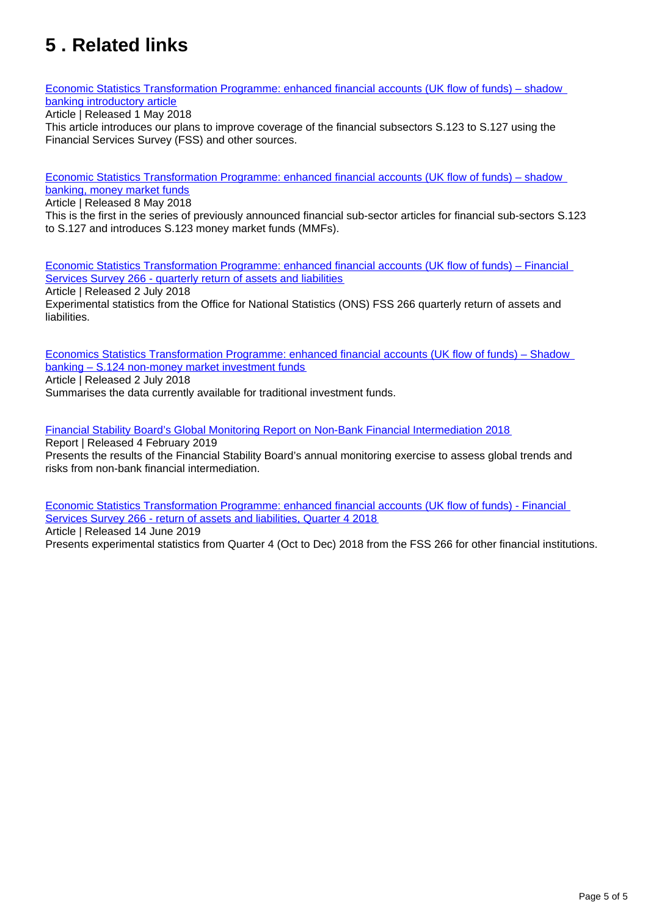## 5 . Related links

[Economic Statistics Transformation Programme: enhanced financial accounts (UK flow of funds) – shadow banking introductory article]

Article | Released 1 May 2018

This article introduces our plans to improve coverage of the financial subsectors S.123 to S.127 using the Financial Services Survey (FSS) and other sources.

[Economic Statistics Transformation Programme: enhanced financial accounts (UK flow of funds) – shadow banking, money market funds]

Article | Released 8 May 2018

This is the first in the series of previously announced financial sub-sector articles for financial sub-sectors S.123 to S.127 and introduces S.123 money market funds (MMFs).

[Economic Statistics Transformation Programme: enhanced financial accounts (UK flow of funds) – Financial Services Survey 266 - quarterly return of assets and liabilities]

Article | Released 2 July 2018

Experimental statistics from the Office for National Statistics (ONS) FSS 266 quarterly return of assets and liabilities.

[Economics Statistics Transformation Programme: enhanced financial accounts (UK flow of funds) – Shadow banking – S.124 non-money market investment funds]

Article | Released 2 July 2018

Summarises the data currently available for traditional investment funds.

[Financial Stability Board's Global Monitoring Report on Non-Bank Financial Intermediation 2018]

Report | Released 4 February 2019

Presents the results of the Financial Stability Board's annual monitoring exercise to assess global trends and risks from non-bank financial intermediation.

[Economic Statistics Transformation Programme: enhanced financial accounts (UK flow of funds) - Financial Services Survey 266 - return of assets and liabilities, Quarter 4 2018]

Article | Released 14 June 2019

Presents experimental statistics from Quarter 4 (Oct to Dec) 2018 from the FSS 266 for other financial institutions.